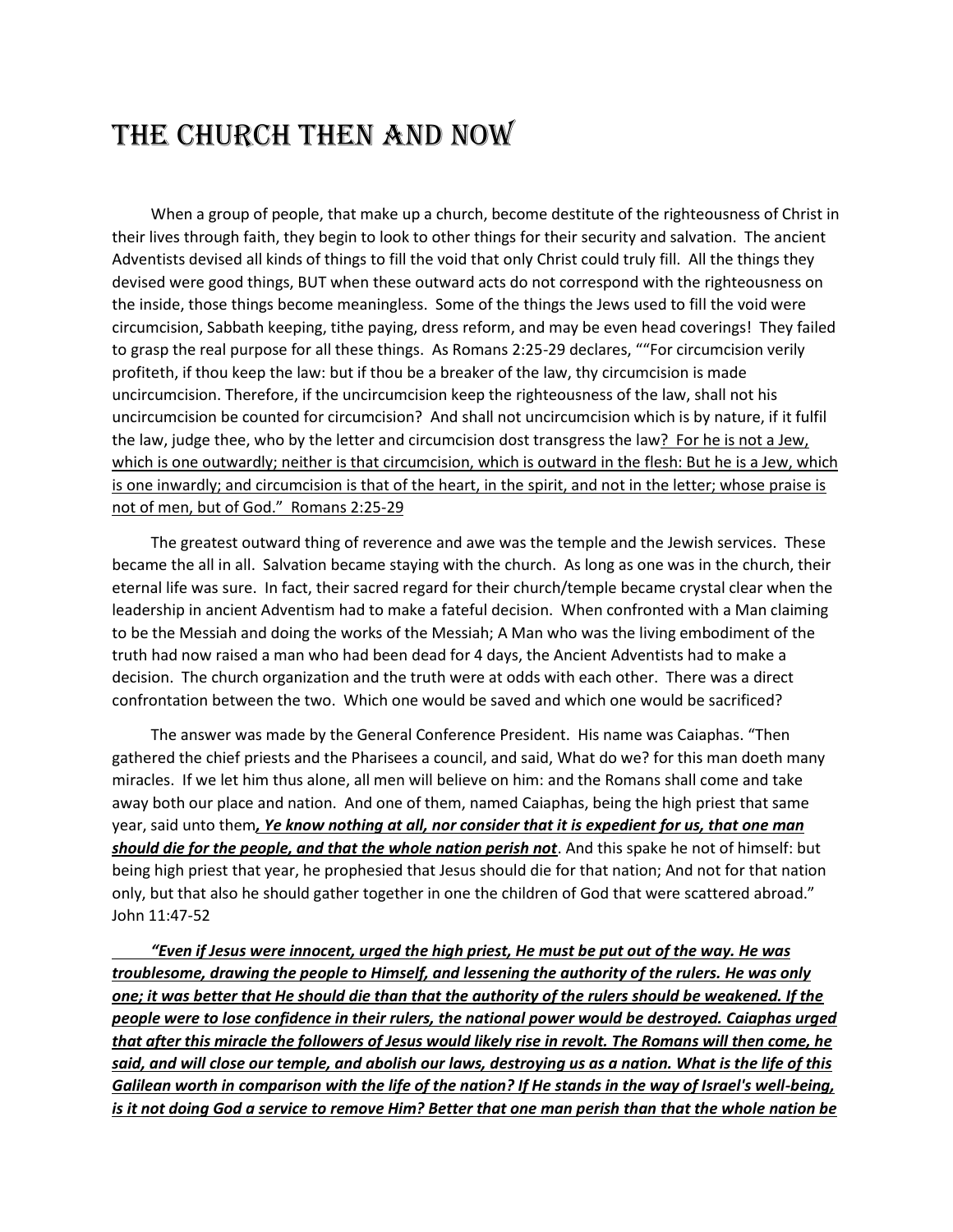# The Church Then and Now

When a group of people, that make up a church, become destitute of the righteousness of Christ in their lives through faith, they begin to look to other things for their security and salvation. The ancient Adventists devised all kinds of things to fill the void that only Christ could truly fill. All the things they devised were good things, BUT when these outward acts do not correspond with the righteousness on the inside, those things become meaningless. Some of the things the Jews used to fill the void were circumcision, Sabbath keeping, tithe paying, dress reform, and may be even head coverings! They failed to grasp the real purpose for all these things. As Romans 2:25-29 declares, ""For circumcision verily profiteth, if thou keep the law: but if thou be a breaker of the law, thy circumcision is made uncircumcision. Therefore, if the uncircumcision keep the righteousness of the law, shall not his uncircumcision be counted for circumcision? And shall not uncircumcision which is by nature, if it fulfil the law, judge thee, who by the letter and circumcision dost transgress the law? For he is not a Jew, which is one outwardly; neither is that circumcision, which is outward in the flesh: But he is a Jew, which is one inwardly; and circumcision is that of the heart, in the spirit, and not in the letter; whose praise is not of men, but of God." Romans 2:25-29

The greatest outward thing of reverence and awe was the temple and the Jewish services. These became the all in all. Salvation became staying with the church. As long as one was in the church, their eternal life was sure. In fact, their sacred regard for their church/temple became crystal clear when the leadership in ancient Adventism had to make a fateful decision. When confronted with a Man claiming to be the Messiah and doing the works of the Messiah; A Man who was the living embodiment of the truth had now raised a man who had been dead for 4 days, the Ancient Adventists had to make a decision. The church organization and the truth were at odds with each other. There was a direct confrontation between the two. Which one would be saved and which one would be sacrificed?

The answer was made by the General Conference President. His name was Caiaphas. "Then gathered the chief priests and the Pharisees a council, and said, What do we? for this man doeth many miracles. If we let him thus alone, all men will believe on him: and the Romans shall come and take away both our place and nation. And one of them, named Caiaphas, being the high priest that same year, said unto them***, Ye know nothing at all, nor consider that it is expedient for us, that one man should die for the people, and that the whole nation perish not***. And this spake he not of himself: but being high priest that year, he prophesied that Jesus should die for that nation; And not for that nation only, but that also he should gather together in one the children of God that were scattered abroad." John 11:47-52

***"Even if Jesus were innocent, urged the high priest, He must be put out of the way. He was troublesome, drawing the people to Himself, and lessening the authority of the rulers. He was only one; it was better that He should die than that the authority of the rulers should be weakened. If the people were to lose confidence in their rulers, the national power would be destroyed. Caiaphas urged that after this miracle the followers of Jesus would likely rise in revolt. The Romans will then come, he said, and will close our temple, and abolish our laws, destroying us as a nation. What is the life of this Galilean worth in comparison with the life of the nation? If He stands in the way of Israel's well-being, is it not doing God a service to remove Him? Better that one man perish than that the whole nation be***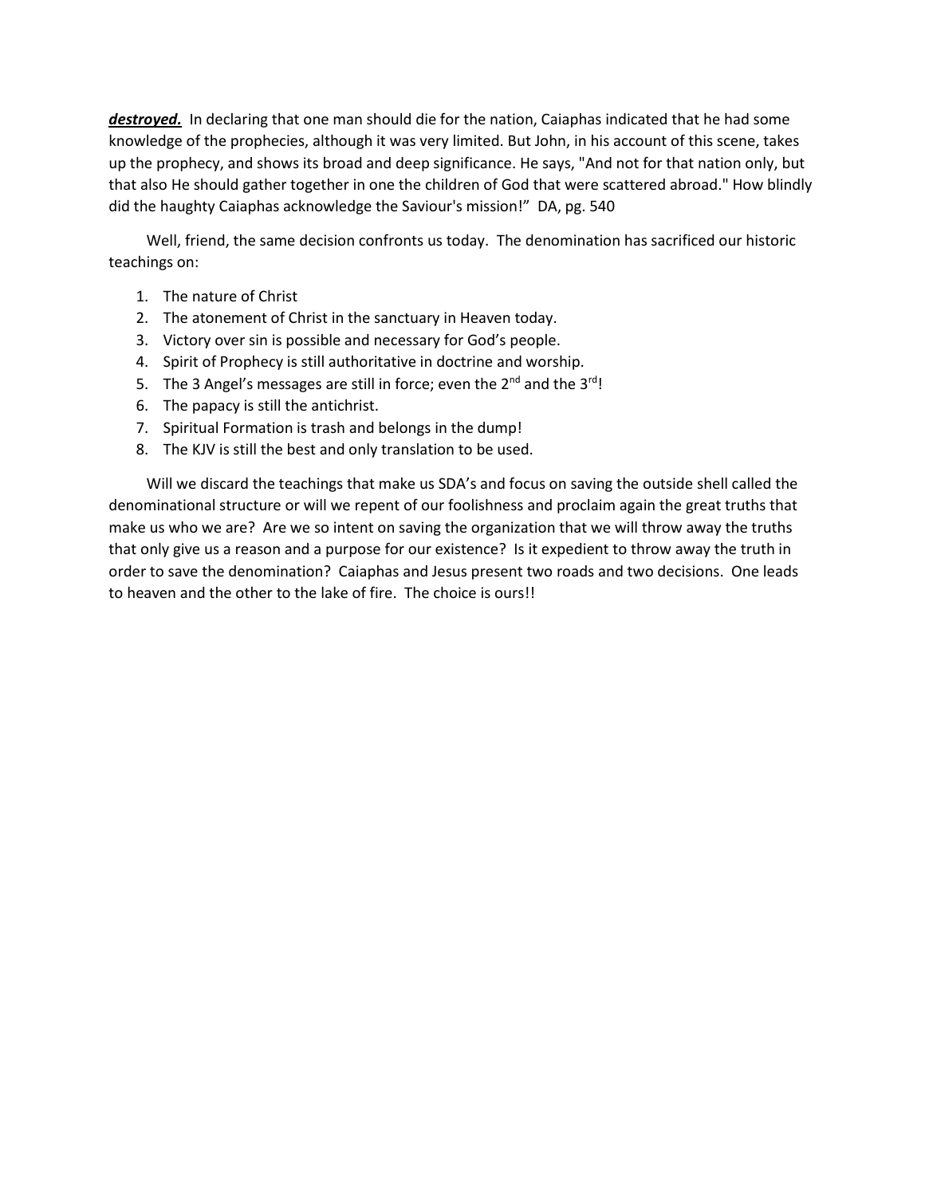***destroyed.*** In declaring that one man should die for the nation, Caiaphas indicated that he had some knowledge of the prophecies, although it was very limited. But John, in his account of this scene, takes up the prophecy, and shows its broad and deep significance. He says, "And not for that nation only, but that also He should gather together in one the children of God that were scattered abroad." How blindly did the haughty Caiaphas acknowledge the Saviour's mission!" DA, pg. 540

Well, friend, the same decision confronts us today. The denomination has sacrificed our historic teachings on:

1. The nature of Christ
2. The atonement of Christ in the sanctuary in Heaven today.
3. Victory over sin is possible and necessary for God's people.
4. Spirit of Prophecy is still authoritative in doctrine and worship.
5. The 3 Angel's messages are still in force; even the 2nd and the 3rd!
6. The papacy is still the antichrist.
7. Spiritual Formation is trash and belongs in the dump!
8. The KJV is still the best and only translation to be used.

Will we discard the teachings that make us SDA's and focus on saving the outside shell called the denominational structure or will we repent of our foolishness and proclaim again the great truths that make us who we are? Are we so intent on saving the organization that we will throw away the truths that only give us a reason and a purpose for our existence? Is it expedient to throw away the truth in order to save the denomination? Caiaphas and Jesus present two roads and two decisions. One leads to heaven and the other to the lake of fire. The choice is ours!!